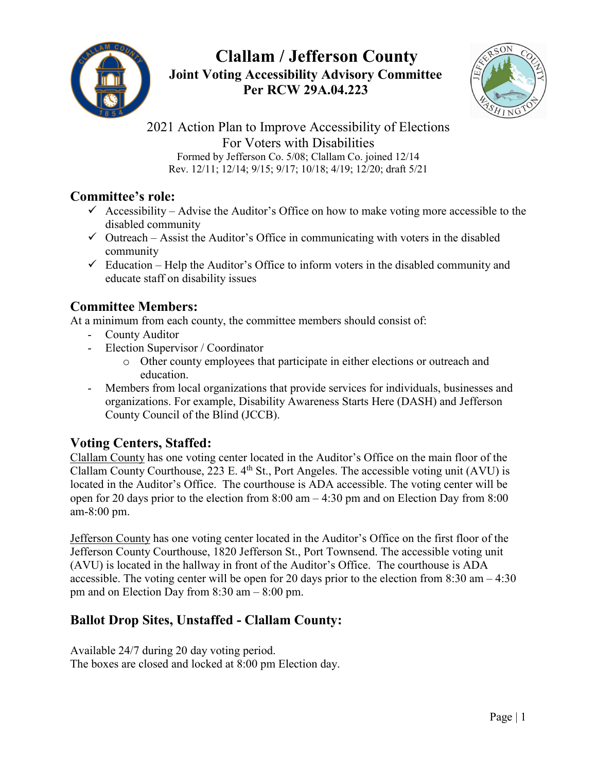# Clallam / Jefferson County

## Joint Voting Accessibility Advisory Committee
## Per RCW 29A.04.223

2021 Action Plan to Improve Accessibility of Elections
For Voters with Disabilities

Formed by Jefferson Co. 5/08; Clallam Co. joined 12/14
Rev. 12/11; 12/14; 9/15; 9/17; 10/18; 4/19; 12/20; draft 5/21

## Committee's role:

- ✓ Accessibility – Advise the Auditor's Office on how to make voting more accessible to the disabled community
- ✓ Outreach – Assist the Auditor's Office in communicating with voters in the disabled community
- ✓ Education – Help the Auditor's Office to inform voters in the disabled community and educate staff on disability issues

## Committee Members:

At a minimum from each county, the committee members should consist of:

- County Auditor
- Election Supervisor / Coordinator
  - Other county employees that participate in either elections or outreach and education.
- Members from local organizations that provide services for individuals, businesses and organizations. For example, Disability Awareness Starts Here (DASH) and Jefferson County Council of the Blind (JCCB).

## Voting Centers, Staffed:

Clallam County has one voting center located in the Auditor's Office on the main floor of the Clallam County Courthouse, 223 E. 4th St., Port Angeles. The accessible voting unit (AVU) is located in the Auditor's Office. The courthouse is ADA accessible. The voting center will be open for 20 days prior to the election from 8:00 am – 4:30 pm and on Election Day from 8:00 am-8:00 pm.

Jefferson County has one voting center located in the Auditor's Office on the first floor of the Jefferson County Courthouse, 1820 Jefferson St., Port Townsend. The accessible voting unit (AVU) is located in the hallway in front of the Auditor's Office. The courthouse is ADA accessible. The voting center will be open for 20 days prior to the election from 8:30 am – 4:30 pm and on Election Day from 8:30 am – 8:00 pm.

## Ballot Drop Sites, Unstaffed - Clallam County:

Available 24/7 during 20 day voting period.
The boxes are closed and locked at 8:00 pm Election day.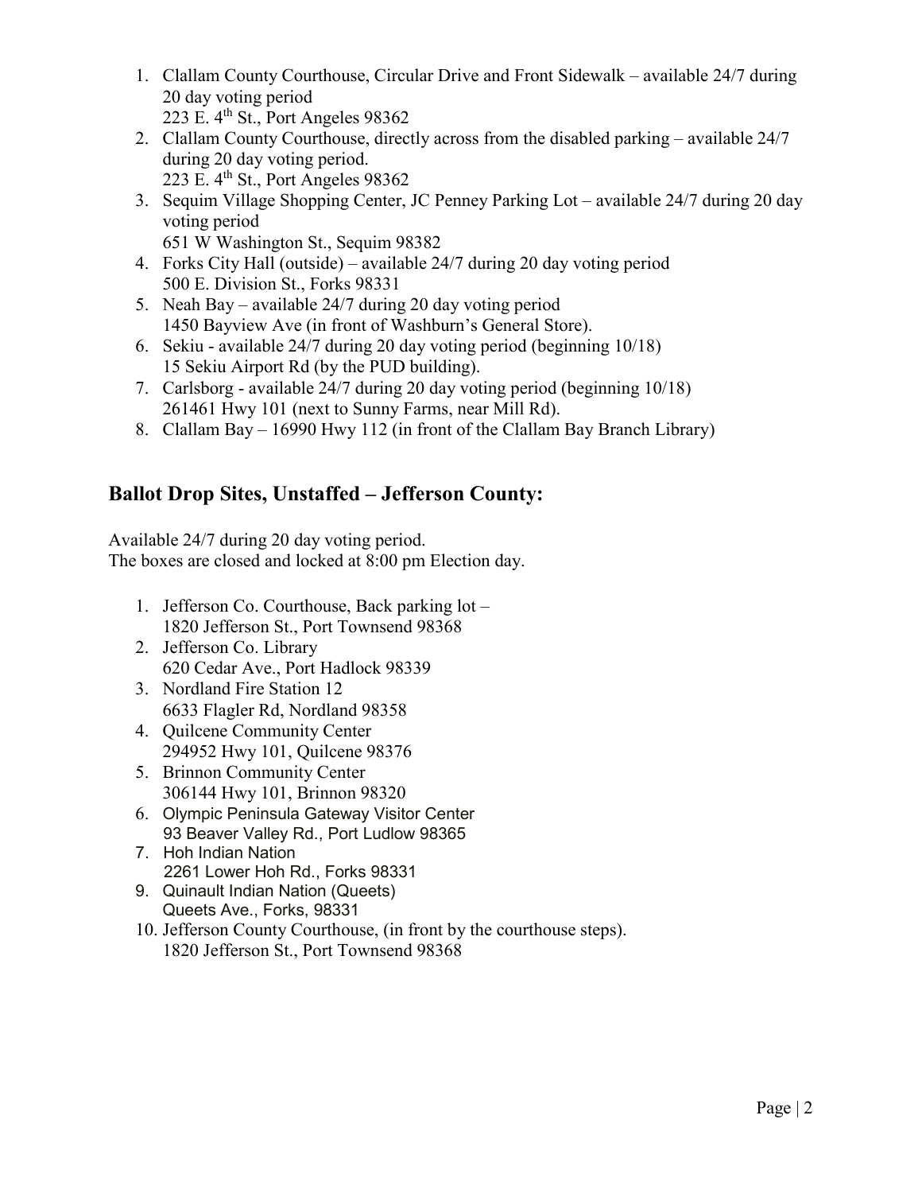1. Clallam County Courthouse, Circular Drive and Front Sidewalk – available 24/7 during 20 day voting period
   223 E. 4th St., Port Angeles 98362
2. Clallam County Courthouse, directly across from the disabled parking – available 24/7 during 20 day voting period.
   223 E. 4th St., Port Angeles 98362
3. Sequim Village Shopping Center, JC Penney Parking Lot – available 24/7 during 20 day voting period
   651 W Washington St., Sequim 98382
4. Forks City Hall (outside) – available 24/7 during 20 day voting period
   500 E. Division St., Forks 98331
5. Neah Bay – available 24/7 during 20 day voting period
   1450 Bayview Ave (in front of Washburn's General Store).
6. Sekiu - available 24/7 during 20 day voting period (beginning 10/18)
   15 Sekiu Airport Rd (by the PUD building).
7. Carlsborg - available 24/7 during 20 day voting period (beginning 10/18)
   261461 Hwy 101 (next to Sunny Farms, near Mill Rd).
8. Clallam Bay – 16990 Hwy 112 (in front of the Clallam Bay Branch Library)

## Ballot Drop Sites, Unstaffed – Jefferson County:

Available 24/7 during 20 day voting period.
The boxes are closed and locked at 8:00 pm Election day.

1. Jefferson Co. Courthouse, Back parking lot –
   1820 Jefferson St., Port Townsend 98368
2. Jefferson Co. Library
   620 Cedar Ave., Port Hadlock 98339
3. Nordland Fire Station 12
   6633 Flagler Rd, Nordland 98358
4. Quilcene Community Center
   294952 Hwy 101, Quilcene 98376
5. Brinnon Community Center
   306144 Hwy 101, Brinnon 98320
6. Olympic Peninsula Gateway Visitor Center
   93 Beaver Valley Rd., Port Ludlow 98365
7. Hoh Indian Nation
   2261 Lower Hoh Rd., Forks 98331

9. Quinault Indian Nation (Queets)
   Queets Ave., Forks, 98331
10. Jefferson County Courthouse, (in front by the courthouse steps).
    1820 Jefferson St., Port Townsend 98368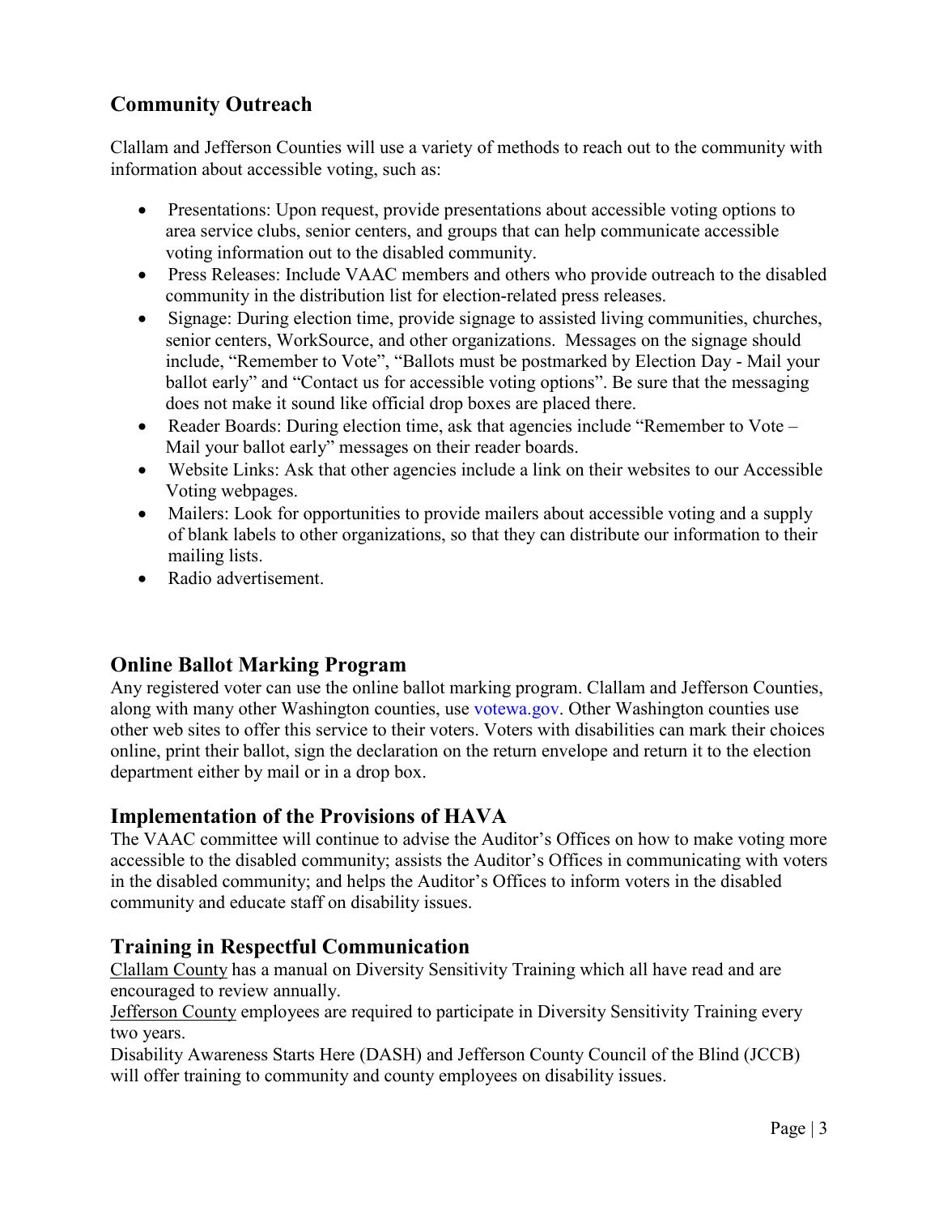## Community Outreach

Clallam and Jefferson Counties will use a variety of methods to reach out to the community with information about accessible voting, such as:

- Presentations: Upon request, provide presentations about accessible voting options to area service clubs, senior centers, and groups that can help communicate accessible voting information out to the disabled community.
- Press Releases: Include VAAC members and others who provide outreach to the disabled community in the distribution list for election-related press releases.
- Signage: During election time, provide signage to assisted living communities, churches, senior centers, WorkSource, and other organizations. Messages on the signage should include, "Remember to Vote", "Ballots must be postmarked by Election Day - Mail your ballot early" and "Contact us for accessible voting options". Be sure that the messaging does not make it sound like official drop boxes are placed there.
- Reader Boards: During election time, ask that agencies include "Remember to Vote – Mail your ballot early" messages on their reader boards.
- Website Links: Ask that other agencies include a link on their websites to our Accessible Voting webpages.
- Mailers: Look for opportunities to provide mailers about accessible voting and a supply of blank labels to other organizations, so that they can distribute our information to their mailing lists.
- Radio advertisement.

## Online Ballot Marking Program

Any registered voter can use the online ballot marking program. Clallam and Jefferson Counties, along with many other Washington counties, use votewa.gov. Other Washington counties use other web sites to offer this service to their voters. Voters with disabilities can mark their choices online, print their ballot, sign the declaration on the return envelope and return it to the election department either by mail or in a drop box.

## Implementation of the Provisions of HAVA

The VAAC committee will continue to advise the Auditor's Offices on how to make voting more accessible to the disabled community; assists the Auditor's Offices in communicating with voters in the disabled community; and helps the Auditor's Offices to inform voters in the disabled community and educate staff on disability issues.

## Training in Respectful Communication

Clallam County has a manual on Diversity Sensitivity Training which all have read and are encouraged to review annually.

Jefferson County employees are required to participate in Diversity Sensitivity Training every two years.

Disability Awareness Starts Here (DASH) and Jefferson County Council of the Blind (JCCB) will offer training to community and county employees on disability issues.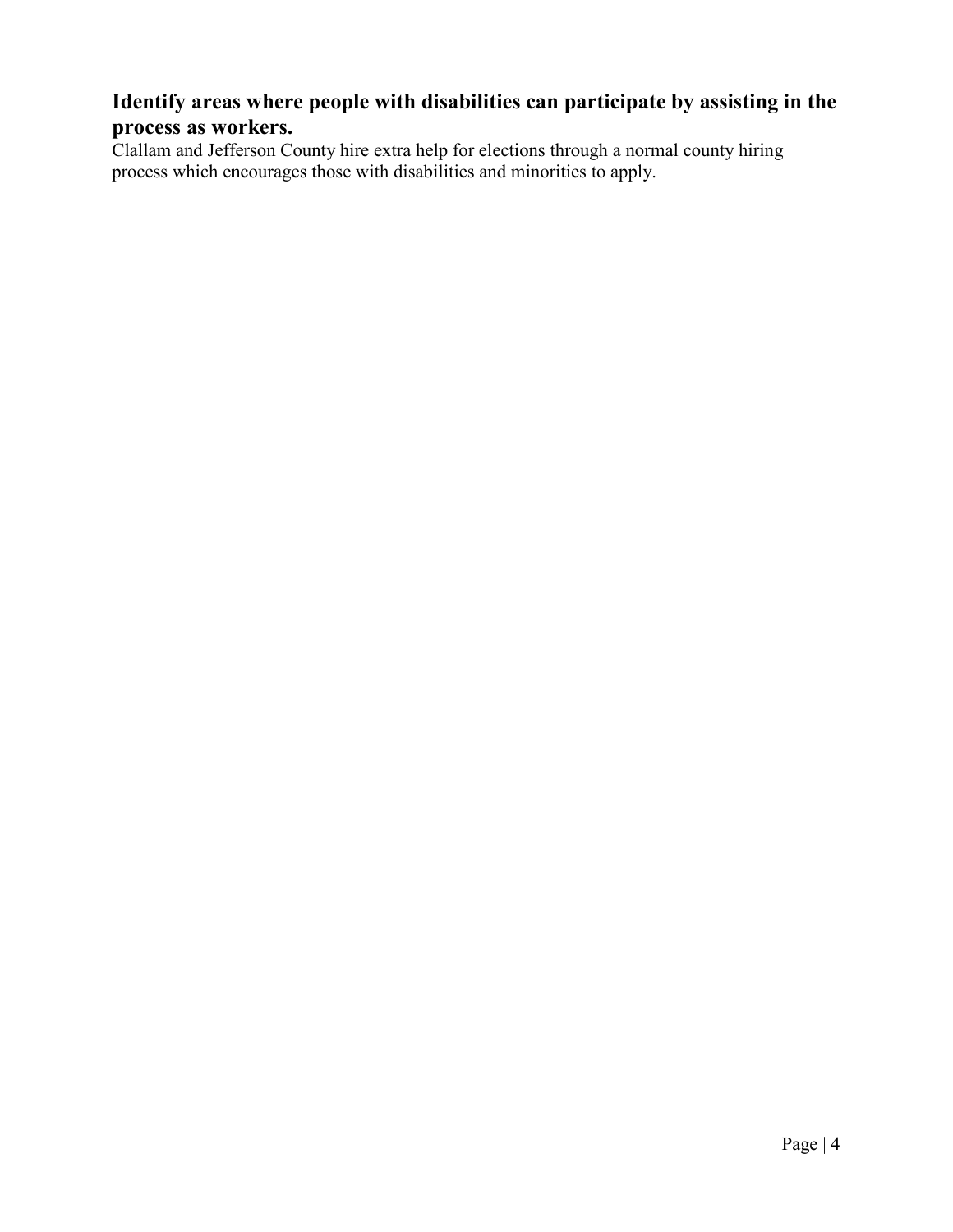## Identify areas where people with disabilities can participate by assisting in the process as workers.

Clallam and Jefferson County hire extra help for elections through a normal county hiring process which encourages those with disabilities and minorities to apply.